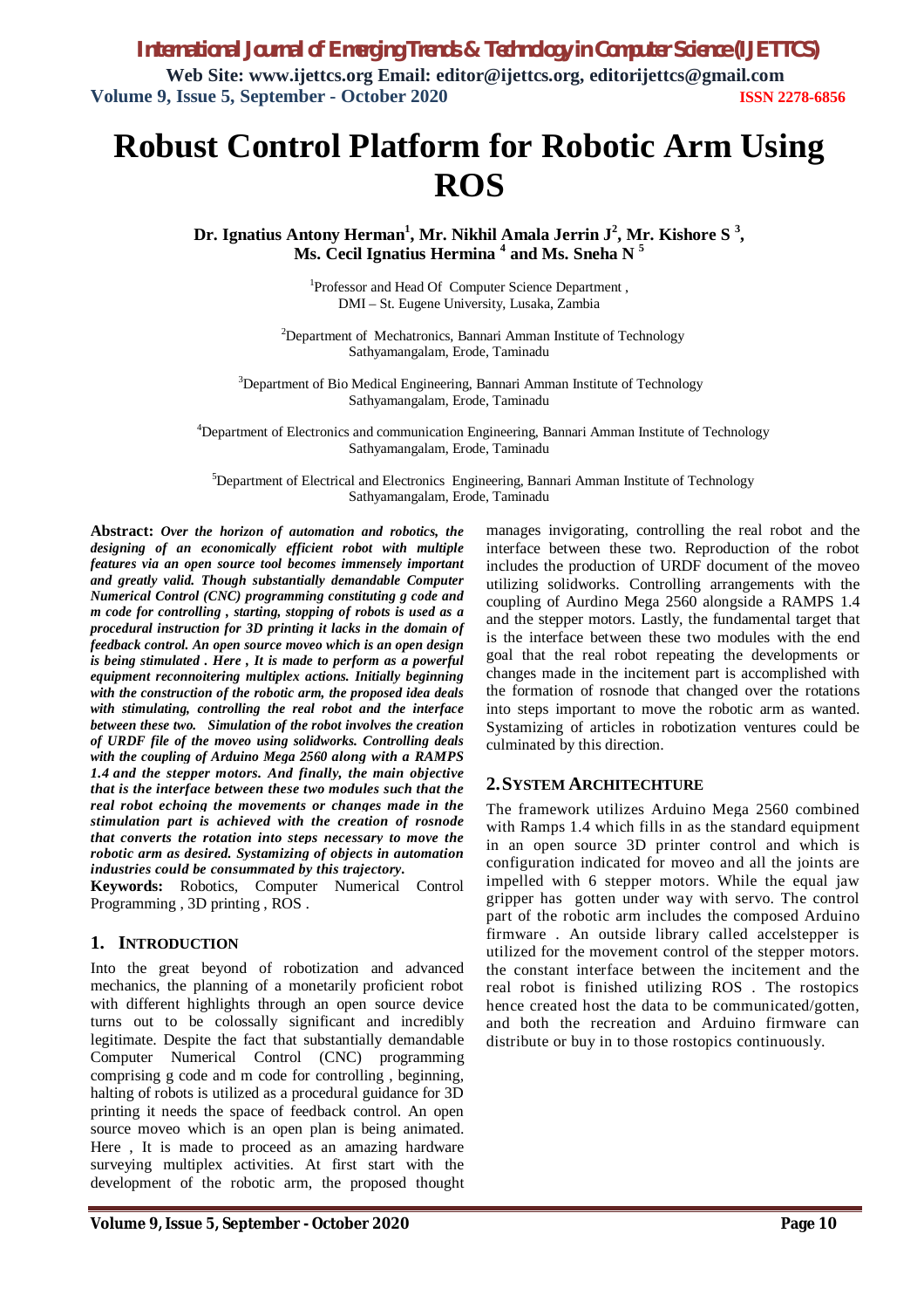# Robust Control Platform for Robotic Arm Using ROS

**Dr. Ignatius Antony Herman[1], Mr. Nikhil Amala Jerrin J[2], Mr. Kishore S [3], Ms. Cecil Ignatius Hermina [4] and Ms. Sneha N [5]**

[1]Professor and Head Of Computer Science Department ,
DMI – St. Eugene University, Lusaka, Zambia

[2]Department of Mechatronics, Bannari Amman Institute of Technology
Sathyamangalam, Erode, Taminadu

[3]Department of Bio Medical Engineering, Bannari Amman Institute of Technology
Sathyamangalam, Erode, Taminadu

[4]Department of Electronics and communication Engineering, Bannari Amman Institute of Technology
Sathyamangalam, Erode, Taminadu

[5]Department of Electrical and Electronics Engineering, Bannari Amman Institute of Technology
Sathyamangalam, Erode, Taminadu

**Abstract:** ***Over the horizon of automation and robotics, the designing of an economically efficient robot with multiple features via an open source tool becomes immensely important and greatly valid. Though substantially demandable Computer Numerical Control (CNC) programming constituting g code and m code for controlling , starting, stopping of robots is used as a procedural instruction for 3D printing it lacks in the domain of feedback control. An open source moveo which is an open design is being stimulated . Here , It is made to perform as a powerful equipment reconnoitering multiplex actions. Initially beginning with the construction of the robotic arm, the proposed idea deals with stimulating, controlling the real robot and the interface between these two. Simulation of the robot involves the creation of URDF file of the moveo using solidworks. Controlling deals with the coupling of Arduino Mega 2560 along with a RAMPS 1.4 and the stepper motors. And finally, the main objective that is the interface between these two modules such that the real robot echoing the movements or changes made in the stimulation part is achieved with the creation of rosnode that converts the rotation into steps necessary to move the robotic arm as desired. Systamizing of objects in automation industries could be consummated by this trajectory.***

**Keywords:** Robotics, Computer Numerical Control Programming , 3D printing , ROS .

## 1. INTRODUCTION

Into the great beyond of robotization and advanced mechanics, the planning of a monetarily proficient robot with different highlights through an open source device turns out to be colossally significant and incredibly legitimate. Despite the fact that substantially demandable Computer Numerical Control (CNC) programming comprising g code and m code for controlling , beginning, halting of robots is utilized as a procedural guidance for 3D printing it needs the space of feedback control. An open source moveo which is an open plan is being animated. Here , It is made to proceed as an amazing hardware surveying multiplex activities. At first start with the development of the robotic arm, the proposed thought manages invigorating, controlling the real robot and the interface between these two. Reproduction of the robot includes the production of URDF document of the moveo utilizing solidworks. Controlling arrangements with the coupling of Aurdino Mega 2560 alongside a RAMPS 1.4 and the stepper motors. Lastly, the fundamental target that is the interface between these two modules with the end goal that the real robot repeating the developments or changes made in the incitement part is accomplished with the formation of rosnode that changed over the rotations into steps important to move the robotic arm as wanted. Systamizing of articles in robotization ventures could be culminated by this direction.

## 2. SYSTEM ARCHITECHTURE

The framework utilizes Arduino Mega 2560 combined with Ramps 1.4 which fills in as the standard equipment in an open source 3D printer control and which is configuration indicated for moveo and all the joints are impelled with 6 stepper motors. While the equal jaw gripper has gotten under way with servo. The control part of the robotic arm includes the composed Arduino firmware . An outside library called accelstepper is utilized for the movement control of the stepper motors. the constant interface between the incitement and the real robot is finished utilizing ROS . The rostopics hence created host the data to be communicated/gotten, and both the recreation and Arduino firmware can distribute or buy in to those rostopics continuously.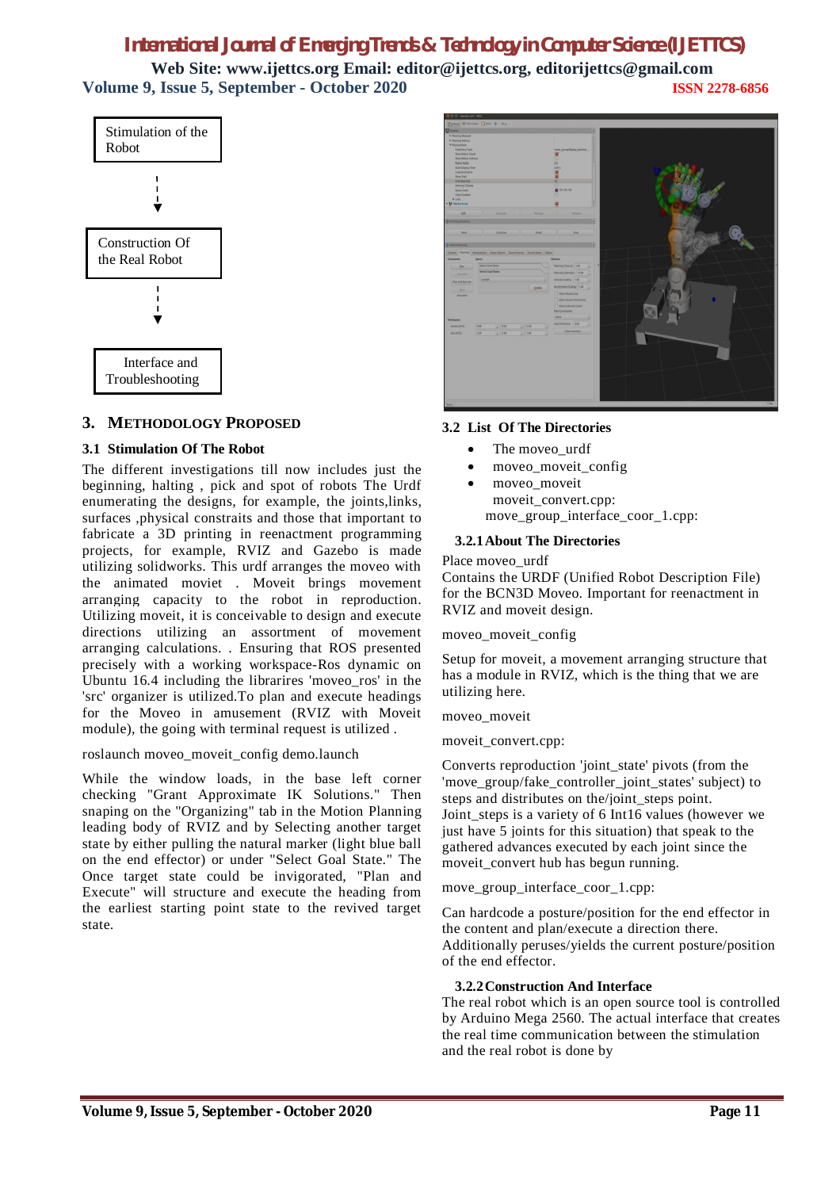Stimulation of the Robot

↓

Construction Of the Real Robot

↓

Interface and Troubleshooting

## 3. METHODOLOGY PROPOSED

### 3.1 Stimulation Of The Robot

The different investigations till now includes just the beginning, halting , pick and spot of robots The Urdf enumerating the designs, for example, the joints,links, surfaces ,physical constraints and those that important to fabricate a 3D printing in reenactment programming projects, for example, RVIZ and Gazebo is made utilizing solidworks. This urdf arranges the moveo with the animated moviet . Moveit brings movement arranging capacity to the robot in reproduction. Utilizing moveit, it is conceivable to design and execute directions utilizing an assortment of movement arranging calculations. . Ensuring that ROS presented precisely with a working workspace-Ros dynamic on Ubuntu 16.4 including the librarires 'moveo_ros' in the 'src' organizer is utilized.To plan and execute headings for the Moveo in amusement (RVIZ with Moveit module), the going with terminal request is utilized .

roslaunch moveo_moveit_config demo.launch

While the window loads, in the base left corner checking "Grant Approximate IK Solutions." Then snaping on the "Organizing" tab in the Motion Planning leading body of RVIZ and by Selecting another target state by either pulling the natural marker (light blue ball on the end effector) or under "Select Goal State." The Once target state could be invigorated, "Plan and Execute" will structure and execute the heading from the earliest starting point state to the revived target state.

### 3.2 List Of The Directories

- The moveo_urdf
- moveo_moveit_config
- moveo_moveit
  
  moveit_convert.cpp:
  
  move_group_interface_coor_1.cpp:

#### 3.2.1 About The Directories

Place moveo_urdf

Contains the URDF (Unified Robot Description File) for the BCN3D Moveo. Important for reenactment in RVIZ and moveit design.

moveo_moveit_config

Setup for moveit, a movement arranging structure that has a module in RVIZ, which is the thing that we are utilizing here.

moveo_moveit

moveit_convert.cpp:

Converts reproduction 'joint_state' pivots (from the 'move_group/fake_controller_joint_states' subject) to steps and distributes on the/joint_steps point. Joint_steps is a variety of 6 Int16 values (however we just have 5 joints for this situation) that speak to the gathered advances executed by each joint since the moveit_convert hub has begun running.

move_group_interface_coor_1.cpp:

Can hardcode a posture/position for the end effector in the content and plan/execute a direction there. Additionally peruses/yields the current posture/position of the end effector.

#### 3.2.2 Construction And Interface

The real robot which is an open source tool is controlled by Arduino Mega 2560. The actual interface that creates the real time communication between the stimulation and the real robot is done by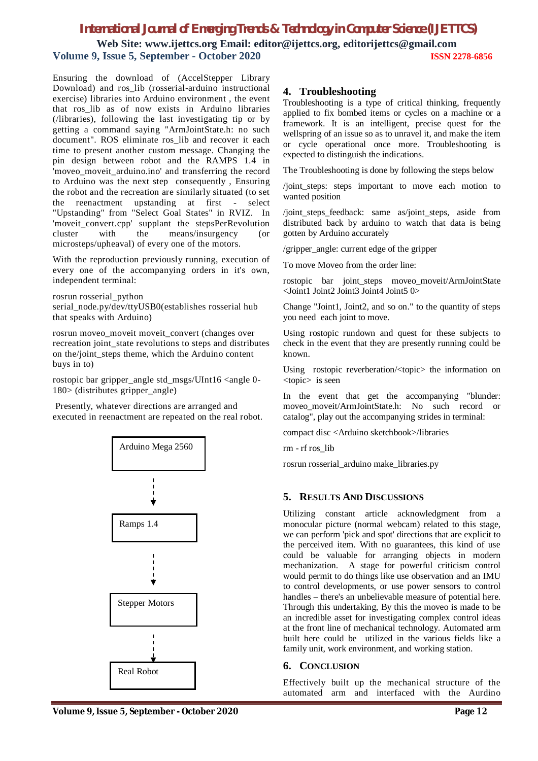Ensuring the download of (AccelStepper Library Download) and ros_lib (rosserial-arduino instructional exercise) libraries into Arduino environment , the event that ros_lib as of now exists in Arduino libraries (/libraries), following the last investigating tip or by getting a command saying "ArmJointState.h: no such document". ROS eliminate ros_lib and recover it each time to present another custom message. Changing the pin design between robot and the RAMPS 1.4 in 'moveo_moveit_arduino.ino' and transferring the record to Arduino was the next step consequently , Ensuring the robot and the recreation are similarly situated (to set the reenactment upstanding at first - select "Upstanding" from "Select Goal States" in RVIZ. In 'moveit_convert.cpp' supplant the stepsPerRevolution cluster with the means/insurgency (or microsteps/upheaval) of every one of the motors.

With the reproduction previously running, execution of every one of the accompanying orders in it's own, independent terminal:

rosrun rosserial_python serial_node.py/dev/ttyUSB0(establishes rosserial hub that speaks with Arduino)

rosrun moveo_moveit moveit_convert (changes over recreation joint_state revolutions to steps and distributes on the/joint_steps theme, which the Arduino content buys in to)

rostopic bar gripper_angle std_msgs/UInt16 <angle 0-180> (distributes gripper_angle)

Presently, whatever directions are arranged and executed in reenactment are repeated on the real robot.

Arduino Mega 2560

↓

Ramps 1.4

↓

Stepper Motors

↓

Real Robot

## 4. Troubleshooting

Troubleshooting is a type of critical thinking, frequently applied to fix bombed items or cycles on a machine or a framework. It is an intelligent, precise quest for the wellspring of an issue so as to unravel it, and make the item or cycle operational once more. Troubleshooting is expected to distinguish the indications.

The Troubleshooting is done by following the steps below

/joint_steps: steps important to move each motion to wanted position

/joint_steps_feedback: same as/joint_steps, aside from distributed back by arduino to watch that data is being gotten by Arduino accurately

/gripper_angle: current edge of the gripper

To move Moveo from the order line:

rostopic bar joint_steps moveo_moveit/ArmJointState <Joint1 Joint2 Joint3 Joint4 Joint5 0>

Change "Joint1, Joint2, and so on." to the quantity of steps you need each joint to move.

Using rostopic rundown and quest for these subjects to check in the event that they are presently running could be known.

Using rostopic reverberation/<topic> the information on <topic> is seen

In the event that get the accompanying "blunder: moveo_moveit/ArmJointState.h: No such record or catalog", play out the accompanying strides in terminal:

compact disc <Arduino sketchbook>/libraries

rm - rf ros_lib

rosrun rosserial_arduino make_libraries.py

## 5. Results And Discussions

Utilizing constant article acknowledgment from a monocular picture (normal webcam) related to this stage, we can perform 'pick and spot' directions that are explicit to the perceived item. With no guarantees, this kind of use could be valuable for arranging objects in modern mechanization. A stage for powerful criticism control would permit to do things like use observation and an IMU to control developments, or use power sensors to control handles – there's an unbelievable measure of potential here. Through this undertaking, By this the moveo is made to be an incredible asset for investigating complex control ideas at the front line of mechanical technology. Automated arm built here could be utilized in the various fields like a family unit, work environment, and working station.

## 6. Conclusion

Effectively built up the mechanical structure of the automated arm and interfaced with the Aurdino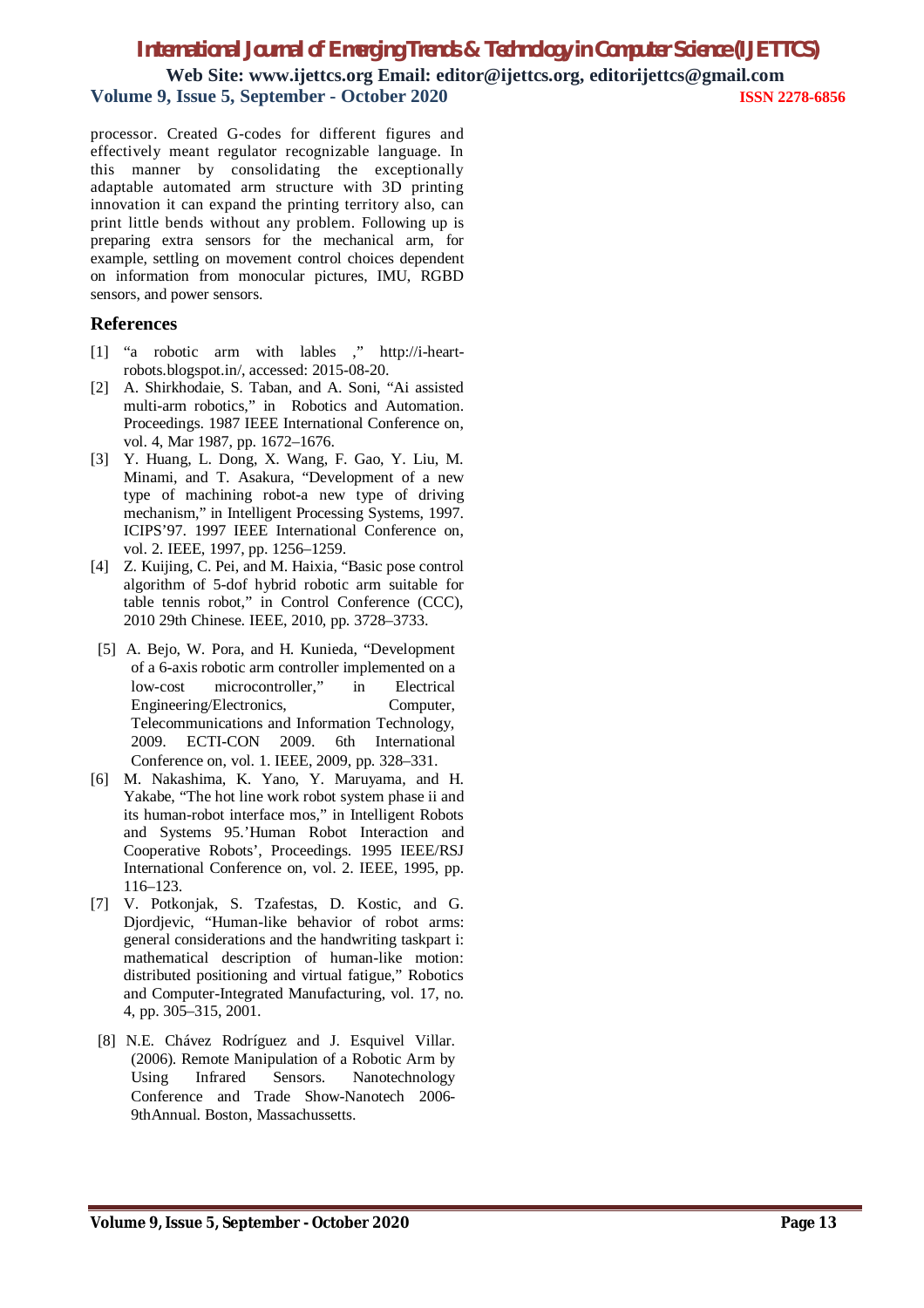processor. Created G-codes for different figures and effectively meant regulator recognizable language. In this manner by consolidating the exceptionally adaptable automated arm structure with 3D printing innovation it can expand the printing territory also, can print little bends without any problem. Following up is preparing extra sensors for the mechanical arm, for example, settling on movement control choices dependent on information from monocular pictures, IMU, RGBD sensors, and power sensors.

## References

[1] "a robotic arm with lables ," http://i-heart-robots.blogspot.in/, accessed: 2015-08-20.

[2] A. Shirkhodaie, S. Taban, and A. Soni, "Ai assisted multi-arm robotics," in Robotics and Automation. Proceedings. 1987 IEEE International Conference on, vol. 4, Mar 1987, pp. 1672–1676.

[3] Y. Huang, L. Dong, X. Wang, F. Gao, Y. Liu, M. Minami, and T. Asakura, "Development of a new type of machining robot-a new type of driving mechanism," in Intelligent Processing Systems, 1997. ICIPS'97. 1997 IEEE International Conference on, vol. 2. IEEE, 1997, pp. 1256–1259.

[4] Z. Kuijing, C. Pei, and M. Haixia, "Basic pose control algorithm of 5-dof hybrid robotic arm suitable for table tennis robot," in Control Conference (CCC), 2010 29th Chinese. IEEE, 2010, pp. 3728–3733.

[5] A. Bejo, W. Pora, and H. Kunieda, "Development of a 6-axis robotic arm controller implemented on a low-cost microcontroller," in Electrical Engineering/Electronics, Computer, Telecommunications and Information Technology, 2009. ECTI-CON 2009. 6th International Conference on, vol. 1. IEEE, 2009, pp. 328–331.

[6] M. Nakashima, K. Yano, Y. Maruyama, and H. Yakabe, "The hot line work robot system phase ii and its human-robot interface mos," in Intelligent Robots and Systems 95.'Human Robot Interaction and Cooperative Robots', Proceedings. 1995 IEEE/RSJ International Conference on, vol. 2. IEEE, 1995, pp. 116–123.

[7] V. Potkonjak, S. Tzafestas, D. Kostic, and G. Djordjevic, "Human-like behavior of robot arms: general considerations and the handwriting taskpart i: mathematical description of human-like motion: distributed positioning and virtual fatigue," Robotics and Computer-Integrated Manufacturing, vol. 17, no. 4, pp. 305–315, 2001.

[8] N.E. Chávez Rodríguez and J. Esquivel Villar. (2006). Remote Manipulation of a Robotic Arm by Using Infrared Sensors. Nanotechnology Conference and Trade Show-Nanotech 2006-9thAnnual. Boston, Massachussetts.